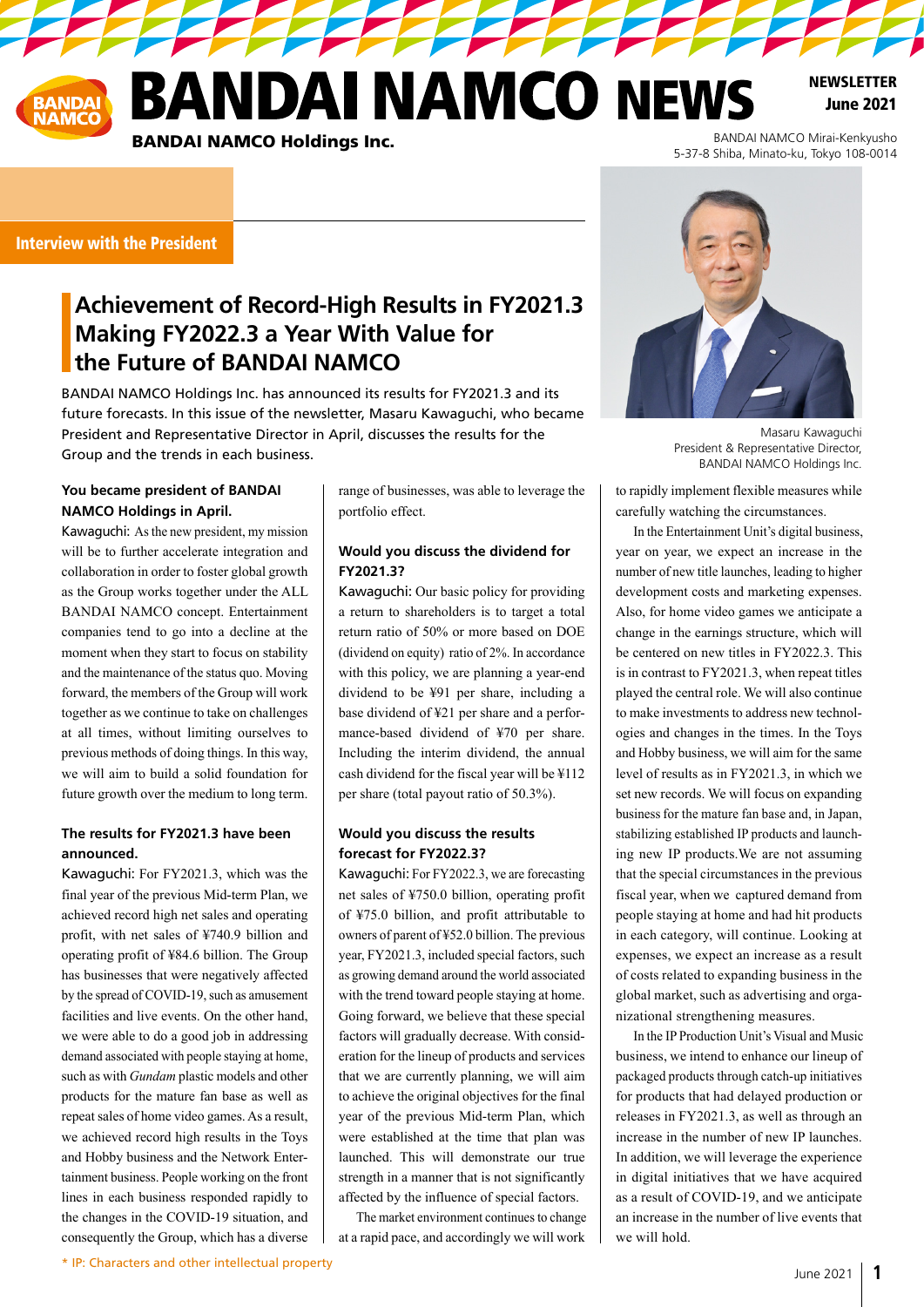# BANDAI NAMCO NEWS

**BANDAI NAMCO Holdings Inc.**

**NEWSLETTER June 2021**

BANDAI NAMCO Mirai-Kenkyusho
5-37-8 Shiba, Minato-ku, Tokyo 108-0014

**Interview with the President**

## Achievement of Record-High Results in FY2021.3 Making FY2022.3 a Year With Value for the Future of BANDAI NAMCO

BANDAI NAMCO Holdings Inc. has announced its results for FY2021.3 and its future forecasts. In this issue of the newsletter, Masaru Kawaguchi, who became President and Representative Director in April, discusses the results for the Group and the trends in each business.

Masaru Kawaguchi
President & Representative Director,
BANDAI NAMCO Holdings Inc.

### You became president of BANDAI NAMCO Holdings in April.

Kawaguchi: As the new president, my mission will be to further accelerate integration and collaboration in order to foster global growth as the Group works together under the ALL BANDAI NAMCO concept. Entertainment companies tend to go into a decline at the moment when they start to focus on stability and the maintenance of the status quo. Moving forward, the members of the Group will work together as we continue to take on challenges at all times, without limiting ourselves to previous methods of doing things. In this way, we will aim to build a solid foundation for future growth over the medium to long term.

### The results for FY2021.3 have been announced.

Kawaguchi: For FY2021.3, which was the final year of the previous Mid-term Plan, we achieved record high net sales and operating profit, with net sales of ¥740.9 billion and operating profit of ¥84.6 billion. The Group has businesses that were negatively affected by the spread of COVID-19, such as amusement facilities and live events. On the other hand, we were able to do a good job in addressing demand associated with people staying at home, such as with *Gundam* plastic models and other products for the mature fan base as well as repeat sales of home video games. As a result, we achieved record high results in the Toys and Hobby business and the Network Entertainment business. People working on the front lines in each business responded rapidly to the changes in the COVID-19 situation, and consequently the Group, which has a diverse range of businesses, was able to leverage the portfolio effect.

### Would you discuss the dividend for FY2021.3?

Kawaguchi: Our basic policy for providing a return to shareholders is to target a total return ratio of 50% or more based on DOE (dividend on equity) ratio of 2%. In accordance with this policy, we are planning a year-end dividend to be ¥91 per share, including a base dividend of ¥21 per share and a performance-based dividend of ¥70 per share. Including the interim dividend, the annual cash dividend for the fiscal year will be ¥112 per share (total payout ratio of 50.3%).

### Would you discuss the results forecast for FY2022.3?

Kawaguchi: For FY2022.3, we are forecasting net sales of ¥750.0 billion, operating profit of ¥75.0 billion, and profit attributable to owners of parent of ¥52.0 billion. The previous year, FY2021.3, included special factors, such as growing demand around the world associated with the trend toward people staying at home. Going forward, we believe that these special factors will gradually decrease. With consideration for the lineup of products and services that we are currently planning, we will aim to achieve the original objectives for the final year of the previous Mid-term Plan, which were established at the time that plan was launched. This will demonstrate our true strength in a manner that is not significantly affected by the influence of special factors.

The market environment continues to change at a rapid pace, and accordingly we will work to rapidly implement flexible measures while carefully watching the circumstances.

In the Entertainment Unit's digital business, year on year, we expect an increase in the number of new title launches, leading to higher development costs and marketing expenses. Also, for home video games we anticipate a change in the earnings structure, which will be centered on new titles in FY2022.3. This is in contrast to FY2021.3, when repeat titles played the central role. We will also continue to make investments to address new technologies and changes in the times. In the Toys and Hobby business, we will aim for the same level of results as in FY2021.3, in which we set new records. We will focus on expanding business for the mature fan base and, in Japan, stabilizing established IP products and launching new IP products. We are not assuming that the special circumstances in the previous fiscal year, when we captured demand from people staying at home and had hit products in each category, will continue. Looking at expenses, we expect an increase as a result of costs related to expanding business in the global market, such as advertising and organizational strengthening measures.

In the IP Production Unit's Visual and Music business, we intend to enhance our lineup of packaged products through catch-up initiatives for products that had delayed production or releases in FY2021.3, as well as through an increase in the number of new IP launches. In addition, we will leverage the experience in digital initiatives that we have acquired as a result of COVID-19, and we anticipate an increase in the number of live events that we will hold.

\* IP: Characters and other intellectual property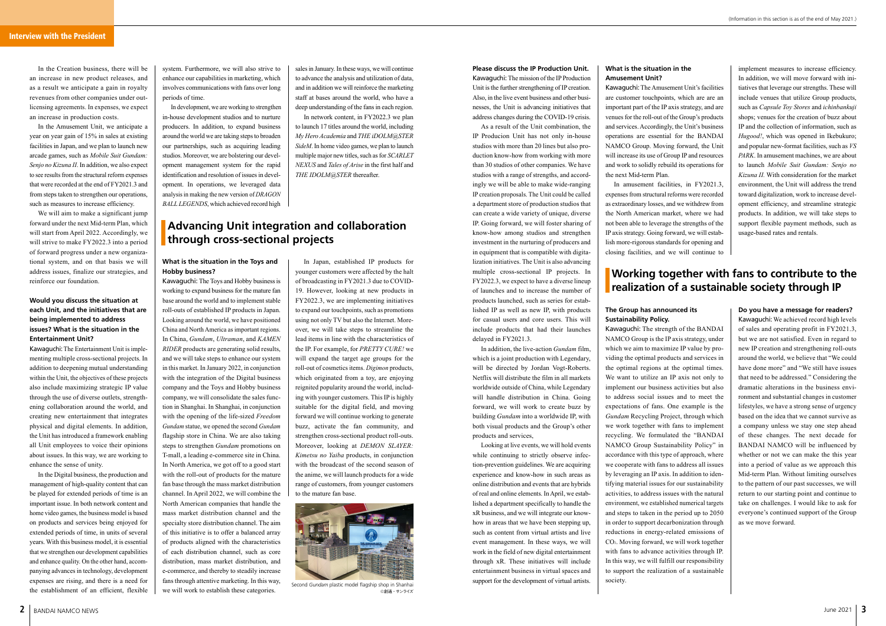## Interview with the President

(Information in this section is as of the end of May 2021.)

In the Creation business, there will be an increase in new product releases, and as a result we anticipate a gain in royalty revenues from other companies under out-licensing agreements. In expenses, we expect an increase in production costs.

In the Amusement Unit, we anticipate a year on year gain of 15% in sales at existing facilities in Japan, and we plan to launch new arcade games, such as *Mobile Suit Gundam: Senjo no Kizuna II*. In addition, we also expect to see results from the structural reform expenses that were recorded at the end of FY2021.3 and from steps taken to strengthen our operations, such as measures to increase efficiency.

We will aim to make a significant jump forward under the next Mid-term Plan, which will start from April 2022. Accordingly, we will strive to make FY2022.3 into a period of forward progress under a new organizational system, and on that basis we will address issues, finalize our strategies, and reinforce our foundation.

**Would you discuss the situation at each Unit, and the initiatives that are being implemented to address issues? What is the situation in the Entertainment Unit?**

**Kawaguchi:** The Entertainment Unit is implementing multiple cross-sectional projects. In addition to deepening mutual understanding within the Unit, the objectives of these projects also include maximizing strategic IP value through the use of diverse outlets, strengthening collaboration around the world, and creating new entertainment that integrates physical and digital elements. In addition, the Unit has introduced a framework enabling all Unit employees to voice their opinions about issues. In this way, we are working to enhance the sense of unity.

In the Digital business, the production and management of high-quality content that can be played for extended periods of time is an important issue. In both network content and home video games, the business model is based on products and services being enjoyed for extended periods of time, in units of several years. With this business model, it is essential that we strengthen our development capabilities and enhance quality. On the other hand, accompanying advances in technology, development expenses are rising, and there is a need for the establishment of an efficient, flexible system. Furthermore, we will also strive to enhance our capabilities in marketing, which involves communications with fans over long periods of time.

In development, we are working to strengthen in-house development studios and to nurture producers. In addition, to expand business around the world we are taking steps to broaden our partnerships, such as acquiring leading studios. Moreover, we are bolstering our development management system for the rapid identification and resolution of issues in development. In operations, we leveraged data analysis in making the new version of *DRAGON BALL LEGENDS*, which achieved record high sales in January. In these ways, we will continue to advance the analysis and utilization of data, and in addition we will reinforce the marketing staff at bases around the world, who have a deep understanding of the fans in each region.

In network content, in FY2022.3 we plan to launch 17 titles around the world, including *My Hero Academia* and *THE iDOLM@STER SideM*. In home video games, we plan to launch multiple major new titles, such as for *SCARLET NEXUS* and *Tales of Arise* in the first half and *THE IDOLM@STER* thereafter.

## Advancing Unit integration and collaboration through cross-sectional projects

**What is the situation in the Toys and Hobby business?**

**Kawaguchi:** The Toys and Hobby business is working to expand business for the mature fan base around the world and to implement stable roll-outs of established IP products in Japan. Looking around the world, we have positioned China and North America as important regions. In China, *Gundam*, *Ultraman*, and *KAMEN RIDER* products are generating solid results, and we will take steps to enhance our system in this market. In January 2022, in conjunction with the integration of the Digital business company and the Toys and Hobby business company, we will consolidate the sales function in Shanghai. In Shanghai, in conjunction with the opening of the life-sized *Freedom Gundam* statue, we opened the second *Gundam* flagship store in China. We are also taking steps to strengthen *Gundam* promotions on T-mall, a leading e-commerce site in China. In North America, we got off to a good start with the roll-out of products for the mature fan base through the mass market distribution channel. In April 2022, we will combine the North American companies that handle the mass market distribution channel and the specialty store distribution channel. The aim of this initiative is to offer a balanced array of products aligned with the characteristics of each distribution channel, such as core distribution, mass market distribution, and e-commerce, and thereby to steadily increase fans through attentive marketing. In this way, we will work to establish these categories.

In Japan, established IP products for younger customers were affected by the halt of broadcasting in FY2021.3 due to COVID-19. However, looking at new products in FY2022.3, we are implementing initiatives to expand our touchpoints, such as promotions using not only TV but also the Internet. Moreover, we will take steps to streamline the lead items in line with the characteristics of the IP. For example, for *PRETTY CURE!* we will expand the target age groups for the roll-out of cosmetics items. *Digimon* products, which originated from a toy, are enjoying reignited popularity around the world, including with younger customers. This IP is highly suitable for the digital field, and moving forward we will continue working to generate buzz, activate the fan community, and strengthen cross-sectional product roll-outs. Moreover, looking at *DEMON SLAYER: Kimetsu no Yaiba* products, in conjunction with the broadcast of the second season of the anime, we will launch products for a wide range of customers, from younger customers to the mature fan base.

Second *Gundam* plastic model flagship shop in Shanhai
©創通・サンライズ

**Please discuss the IP Production Unit.**

**Kawaguchi:** The mission of the IP Production Unit is the further strengthening of IP creation. Also, in the live event business and other businesses, the Unit is advancing initiatives that address changes during the COVID-19 crisis.

As a result of the Unit combination, the IP Producion Unit has not only in-house studios with more than 20 lines but also production know-how from working with more than 30 studios of other companies. We have studios with a range of strengths, and accordingly we will be able to make wide-ranging IP creation proposals. The Unit could be called a department store of production studios that can create a wide variety of unique, diverse IP. Going forward, we will foster sharing of know-how among studios and strengthen investment in the nurturing of producers and in equipment that is compatible with digitalization initiatives. The Unit is also advancing multiple cross-sectional IP projects. In FY2022.3, we expect to have a diverse lineup of launches and to increase the number of products launched, such as series for established IP as well as new IP, with products for casual users and core users. This will include products that had their launches delayed in FY2021.3.

In addition, the live-action *Gundam* film, which is a joint production with Legendary, will be directed by Jordan Vogt-Roberts. Netflix will distribute the film in all markets worldwide outside of China, while Legendary will handle distribution in China. Going forward, we will work to create buzz by building *Gundam* into a worldwide IP, with both visual products and the Group's other products and services,

Looking at live events, we will hold events while continuing to strictly observe infection-prevention guidelines. We are acquiring experience and know-how in such areas as online distribution and events that are hybrids of real and online elements. In April, we established a department specifically to handle the xR business, and we will integrate our know-how in areas that we have been stepping up, such as content from virtual artists and live event management. In these ways, we will work in the field of new digital entertainment through xR. These initiatives will include entertainment business in virtual spaces and support for the development of virtual artists.

**What is the situation in the Amusement Unit?**

**Kawaguchi:** The Amusement Unit's facilities are customer touchpoints, which are an important part of the IP axis strategy, and are venues for the roll-out of the Group's products and services. Accordingly, the Unit's business operations are essential for the BANDAI NAMCO Group. Moving forward, the Unit will increase its use of Group IP and resources and work to solidly rebuild its operations for the next Mid-term Plan.

In amusement facilities, in FY2021.3, expenses from structural reforms were recorded as extraordinary losses, and we withdrew from the North American market, where we had not been able to leverage the strengths of the IP axis strategy. Going forward, we will establish more-rigorous standards for opening and closing facilities, and we will continue to implement measures to increase efficiency. In addition, we will move forward with initiatives that leverage our strengths. These will include venues that utilize Group products, such as *Capsule Toy Stores* and *ichinbankuji* shops; venues for the creation of buzz about IP and the collection of information, such as *Hugood!*, which was opened in Ikebukuro; and popular new-format facilities, such as *VS PARK*. In amusement machines, we are about to launch *Mobile Suit Gundam: Senjo no Kizuna II.* With consideration for the market environment, the Unit will address the trend toward digitalization, work to increase development efficiency, and streamline strategic products. In addition, we will take steps to support flexible payment methods, such as usage-based rates and rentals.

## Working together with fans to contribute to the realization of a sustainable society through IP

**The Group has announced its Sustainability Policy.**

**Kawaguchi:** The strength of the BANDAI NAMCO Group is the IP axis strategy, under which we aim to maximize IP value by providing the optimal products and services in the optimal regions at the optimal times. We want to utilize an IP axis not only to implement our business activities but also to address social issues and to meet the expectations of fans. One example is the *Gundam* Recycling Project, through which we work together with fans to implement recycling. We formulated the "BANDAI NAMCO Group Sustainability Policy" in accordance with this type of approach, where we cooperate with fans to address all issues by leveraging an IP axis. In addition to identifying material issues for our sustainability activities, to address issues with the natural environment, we established numerical targets and steps to taken in the period up to 2050 in order to support decarbonization through reductions in energy-related emissions of $CO_2$. Moving forward, we will work together with fans to advance activities through IP. In this way, we will fulfill our responsibility to support the realization of a sustainable society.

**Do you have a message for readers?**

**Kawaguchi:** We achieved record high levels of sales and operating profit in FY2021.3, but we are not satisfied. Even in regard to new IP creation and strengthening roll-outs around the world, we believe that "We could have done more" and "We still have issues that need to be addressed." Considering the dramatic alterations in the business environment and substantial changes in customer lifestyles, we have a strong sense of urgency based on the idea that we cannot survive as a company unless we stay one step ahead of these changes. The next decade for BANDAI NAMCO will be influenced by whether or not we can make the this year into a period of value as we approach this Mid-term Plan. Without limiting ourselves to the pattern of our past successes, we will return to our starting point and continue to take on challenges. I would like to ask for everyone's continued support of the Group as we move forward.